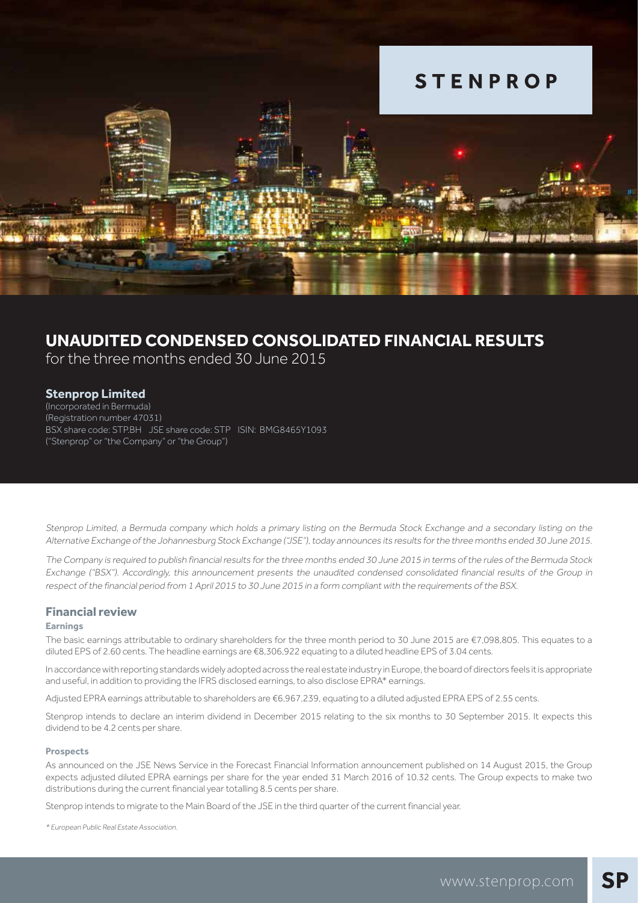# STENPROP

# UNAUDITED CONDENSED CONSOLIDATED FINANCIAL RESULTS

for the three months ended 30 June 2015

## Stenprop Limited

(Incorporated in Bermuda)
(Registration number 47031)
BSX share code: STP.BH JSE share code: STP ISIN: BMG8465Y1093
("Stenprop" or "the Company" or "the Group")

*Stenprop Limited, a Bermuda company which holds a primary listing on the Bermuda Stock Exchange and a secondary listing on the Alternative Exchange of the Johannesburg Stock Exchange ("JSE"), today announces its results for the three months ended 30 June 2015.*

*The Company is required to publish financial results for the three months ended 30 June 2015 in terms of the rules of the Bermuda Stock Exchange ("BSX"). Accordingly, this announcement presents the unaudited condensed consolidated financial results of the Group in respect of the financial period from 1 April 2015 to 30 June 2015 in a form compliant with the requirements of the BSX.*

## Financial review

### Earnings

The basic earnings attributable to ordinary shareholders for the three month period to 30 June 2015 are €7,098,805. This equates to a diluted EPS of 2.60 cents. The headline earnings are €8,306,922 equating to a diluted headline EPS of 3.04 cents.

In accordance with reporting standards widely adopted across the real estate industry in Europe, the board of directors feels it is appropriate and useful, in addition to providing the IFRS disclosed earnings, to also disclose EPRA* earnings.

Adjusted EPRA earnings attributable to shareholders are €6,967,239, equating to a diluted adjusted EPRA EPS of 2.55 cents.

Stenprop intends to declare an interim dividend in December 2015 relating to the six months to 30 September 2015. It expects this dividend to be 4.2 cents per share.

### Prospects

As announced on the JSE News Service in the Forecast Financial Information announcement published on 14 August 2015, the Group expects adjusted diluted EPRA earnings per share for the year ended 31 March 2016 of 10.32 cents. The Group expects to make two distributions during the current financial year totalling 8.5 cents per share.

Stenprop intends to migrate to the Main Board of the JSE in the third quarter of the current financial year.

*\* European Public Real Estate Association.*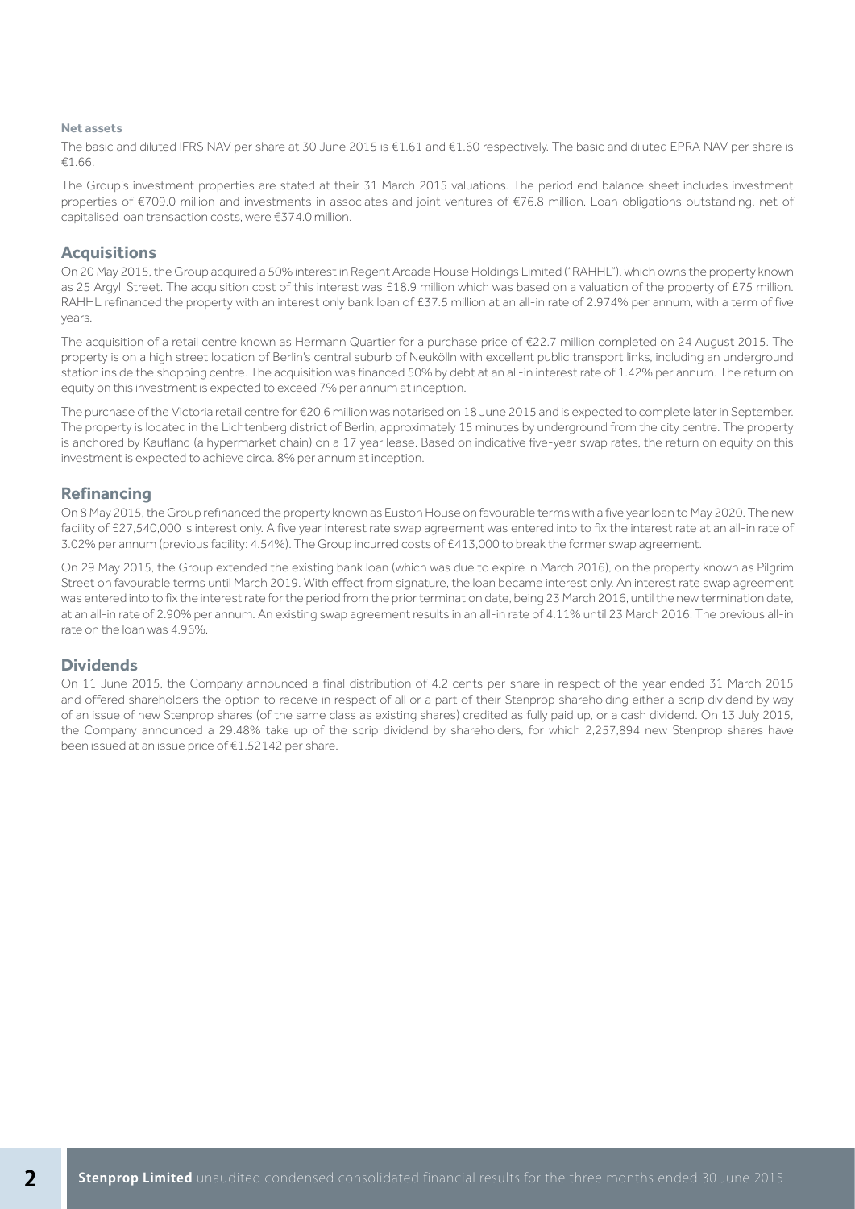### Net assets

The basic and diluted IFRS NAV per share at 30 June 2015 is €1.61 and €1.60 respectively. The basic and diluted EPRA NAV per share is €1.66.

The Group's investment properties are stated at their 31 March 2015 valuations. The period end balance sheet includes investment properties of €709.0 million and investments in associates and joint ventures of €76.8 million. Loan obligations outstanding, net of capitalised loan transaction costs, were €374.0 million.

## Acquisitions

On 20 May 2015, the Group acquired a 50% interest in Regent Arcade House Holdings Limited ("RAHHL"), which owns the property known as 25 Argyll Street. The acquisition cost of this interest was £18.9 million which was based on a valuation of the property of £75 million. RAHHL refinanced the property with an interest only bank loan of £37.5 million at an all-in rate of 2.974% per annum, with a term of five years.

The acquisition of a retail centre known as Hermann Quartier for a purchase price of €22.7 million completed on 24 August 2015. The property is on a high street location of Berlin's central suburb of Neukölln with excellent public transport links, including an underground station inside the shopping centre. The acquisition was financed 50% by debt at an all-in interest rate of 1.42% per annum. The return on equity on this investment is expected to exceed 7% per annum at inception.

The purchase of the Victoria retail centre for €20.6 million was notarised on 18 June 2015 and is expected to complete later in September. The property is located in the Lichtenberg district of Berlin, approximately 15 minutes by underground from the city centre. The property is anchored by Kaufland (a hypermarket chain) on a 17 year lease. Based on indicative five-year swap rates, the return on equity on this investment is expected to achieve circa. 8% per annum at inception.

## Refinancing

On 8 May 2015, the Group refinanced the property known as Euston House on favourable terms with a five year loan to May 2020. The new facility of £27,540,000 is interest only. A five year interest rate swap agreement was entered into to fix the interest rate at an all-in rate of 3.02% per annum (previous facility: 4.54%). The Group incurred costs of £413,000 to break the former swap agreement.

On 29 May 2015, the Group extended the existing bank loan (which was due to expire in March 2016), on the property known as Pilgrim Street on favourable terms until March 2019. With effect from signature, the loan became interest only. An interest rate swap agreement was entered into to fix the interest rate for the period from the prior termination date, being 23 March 2016, until the new termination date, at an all-in rate of 2.90% per annum. An existing swap agreement results in an all-in rate of 4.11% until 23 March 2016. The previous all-in rate on the loan was 4.96%.

## Dividends

On 11 June 2015, the Company announced a final distribution of 4.2 cents per share in respect of the year ended 31 March 2015 and offered shareholders the option to receive in respect of all or a part of their Stenprop shareholding either a scrip dividend by way of an issue of new Stenprop shares (of the same class as existing shares) credited as fully paid up, or a cash dividend. On 13 July 2015, the Company announced a 29.48% take up of the scrip dividend by shareholders, for which 2,257,894 new Stenprop shares have been issued at an issue price of €1.52142 per share.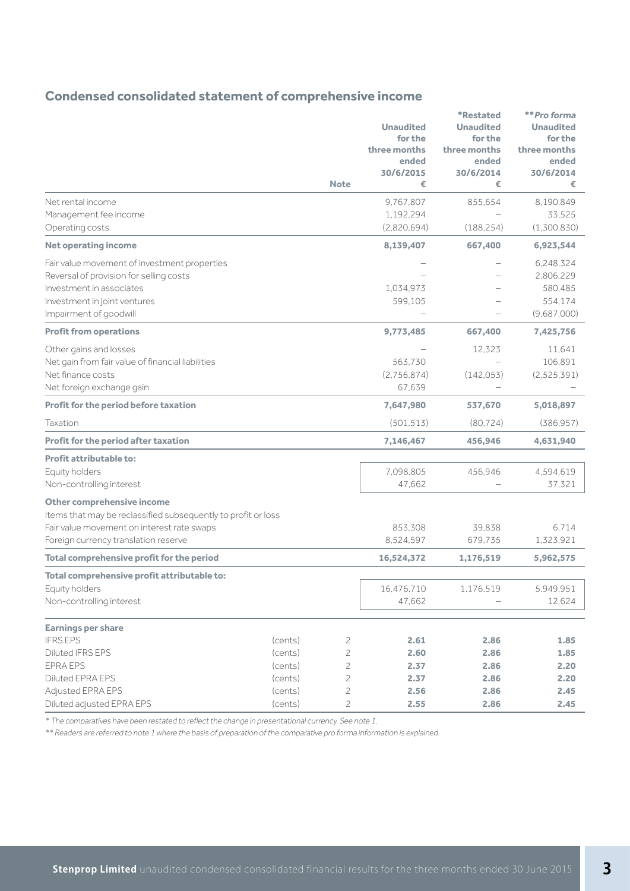## Condensed consolidated statement of comprehensive income

| | | Note | Unaudited for the three months ended 30/6/2015 € | *Restated Unaudited for the three months ended 30/6/2014 € | ***Pro forma* Unaudited for the three months ended 30/6/2014 € |
|---|---|---|---|---|---|
| Net rental income | | | 9,767,807 | 855,654 | 8,190,849 |
| Management fee income | | | 1,192,294 | – | 33,525 |
| Operating costs | | | (2,820,694) | (188,254) | (1,300,830) |
| **Net operating income** | | | **8,139,407** | **667,400** | **6,923,544** |
| Fair value movement of investment properties | | | – | – | 6,248,324 |
| Reversal of provision for selling costs | | | – | – | 2,806,229 |
| Investment in associates | | | 1,034,973 | – | 580,485 |
| Investment in joint ventures | | | 599,105 | – | 554,174 |
| Impairment of goodwill | | | – | – | (9,687,000) |
| **Profit from operations** | | | **9,773,485** | **667,400** | **7,425,756** |
| Other gains and losses | | | – | 12,323 | 11,641 |
| Net gain from fair value of financial liabilities | | | 563,730 | – | 106,891 |
| Net finance costs | | | (2,756,874) | (142,053) | (2,525,391) |
| Net foreign exchange gain | | | 67,639 | – | – |
| **Profit for the period before taxation** | | | **7,647,980** | **537,670** | **5,018,897** |
| Taxation | | | (501,513) | (80,724) | (386,957) |
| **Profit for the period after taxation** | | | **7,146,467** | **456,946** | **4,631,940** |
| **Profit attributable to:** | | | | | |
| Equity holders | | | 7,098,805 | 456,946 | 4,594,619 |
| Non-controlling interest | | | 47,662 | – | 37,321 |
| **Other comprehensive income** | | | | | |
| Items that may be reclassified subsequently to profit or loss | | | | | |
| Fair value movement on interest rate swaps | | | 853,308 | 39,838 | 6,714 |
| Foreign currency translation reserve | | | 8,524,597 | 679,735 | 1,323,921 |
| **Total comprehensive profit for the period** | | | **16,524,372** | **1,176,519** | **5,962,575** |
| **Total comprehensive profit attributable to:** | | | | | |
| Equity holders | | | 16,476,710 | 1,176,519 | 5,949,951 |
| Non-controlling interest | | | 47,662 | – | 12,624 |
| **Earnings per share** | | | | | |
| IFRS EPS | (cents) | 2 | **2.61** | **2.86** | **1.85** |
| Diluted IFRS EPS | (cents) | 2 | **2.60** | **2.86** | **1.85** |
| EPRA EPS | (cents) | 2 | **2.37** | **2.86** | **2.20** |
| Diluted EPRA EPS | (cents) | 2 | **2.37** | **2.86** | **2.20** |
| Adjusted EPRA EPS | (cents) | 2 | **2.56** | **2.86** | **2.45** |
| Diluted adjusted EPRA EPS | (cents) | 2 | **2.55** | **2.86** | **2.45** |

*\* The comparatives have been restated to reflect the change in presentational currency. See note 1.*

*\*\* Readers are referred to note 1 where the basis of preparation of the comparative pro forma information is explained.*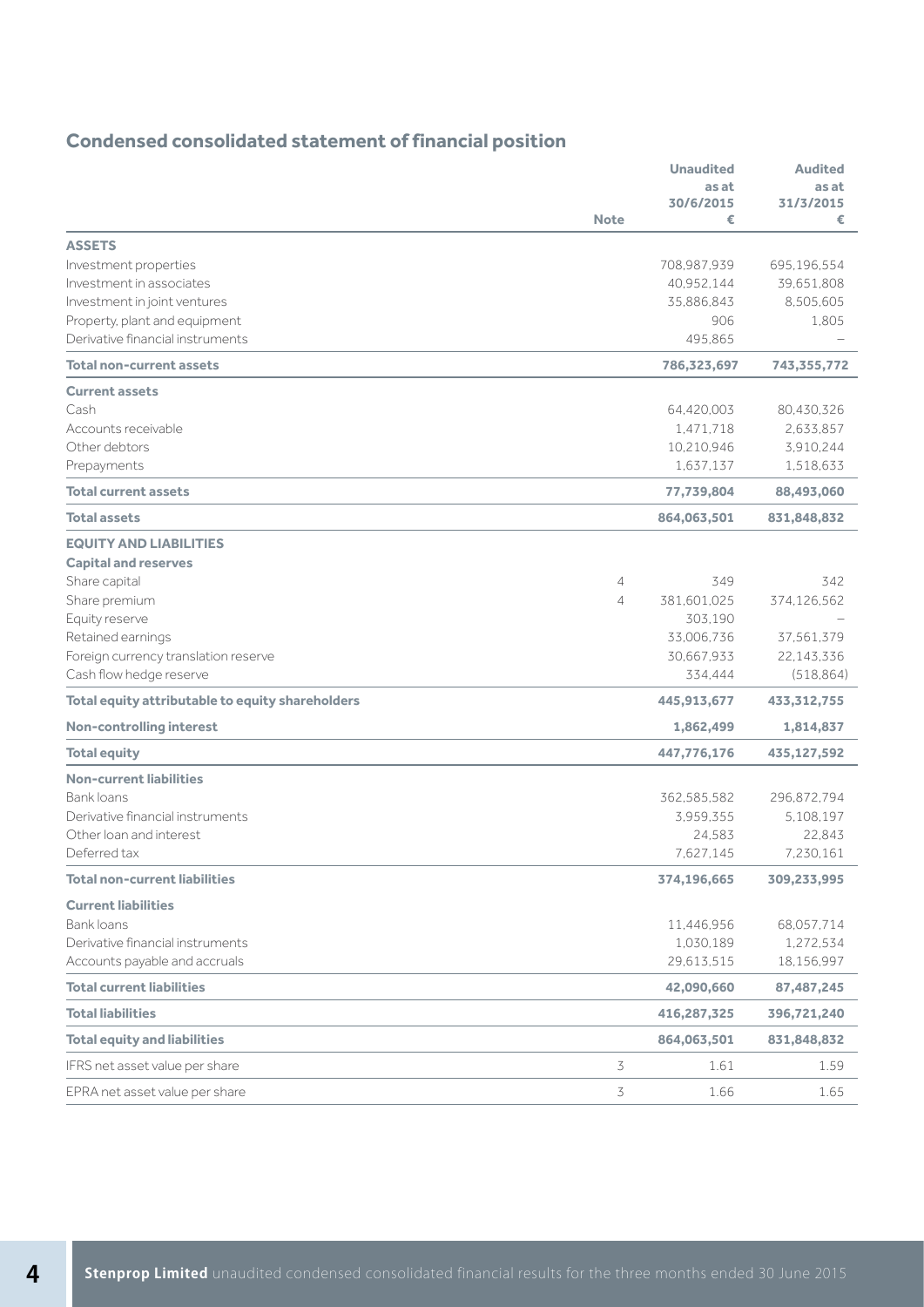## Condensed consolidated statement of financial position

| | Note | Unaudited as at 30/6/2015 € | Audited as at 31/3/2015 € |
|---|---|---|---|
| **ASSETS** | | | |
| Investment properties | | 708,987,939 | 695,196,554 |
| Investment in associates | | 40,952,144 | 39,651,808 |
| Investment in joint ventures | | 35,886,843 | 8,505,605 |
| Property, plant and equipment | | 906 | 1,805 |
| Derivative financial instruments | | 495,865 | – |
| **Total non-current assets** | | **786,323,697** | **743,355,772** |
| **Current assets** | | | |
| Cash | | 64,420,003 | 80,430,326 |
| Accounts receivable | | 1,471,718 | 2,633,857 |
| Other debtors | | 10,210,946 | 3,910,244 |
| Prepayments | | 1,637,137 | 1,518,633 |
| **Total current assets** | | **77,739,804** | **88,493,060** |
| **Total assets** | | **864,063,501** | **831,848,832** |
| **EQUITY AND LIABILITIES** | | | |
| **Capital and reserves** | | | |
| Share capital | 4 | 349 | 342 |
| Share premium | 4 | 381,601,025 | 374,126,562 |
| Equity reserve | | 303,190 | – |
| Retained earnings | | 33,006,736 | 37,561,379 |
| Foreign currency translation reserve | | 30,667,933 | 22,143,336 |
| Cash flow hedge reserve | | 334,444 | (518,864) |
| **Total equity attributable to equity shareholders** | | **445,913,677** | **433,312,755** |
| **Non-controlling interest** | | **1,862,499** | **1,814,837** |
| **Total equity** | | **447,776,176** | **435,127,592** |
| **Non-current liabilities** | | | |
| Bank loans | | 362,585,582 | 296,872,794 |
| Derivative financial instruments | | 3,959,355 | 5,108,197 |
| Other loan and interest | | 24,583 | 22,843 |
| Deferred tax | | 7,627,145 | 7,230,161 |
| **Total non-current liabilities** | | **374,196,665** | **309,233,995** |
| **Current liabilities** | | | |
| Bank loans | | 11,446,956 | 68,057,714 |
| Derivative financial instruments | | 1,030,189 | 1,272,534 |
| Accounts payable and accruals | | 29,613,515 | 18,156,997 |
| **Total current liabilities** | | **42,090,660** | **87,487,245** |
| **Total liabilities** | | **416,287,325** | **396,721,240** |
| **Total equity and liabilities** | | **864,063,501** | **831,848,832** |
| IFRS net asset value per share | 3 | 1.61 | 1.59 |
| EPRA net asset value per share | 3 | 1.66 | 1.65 |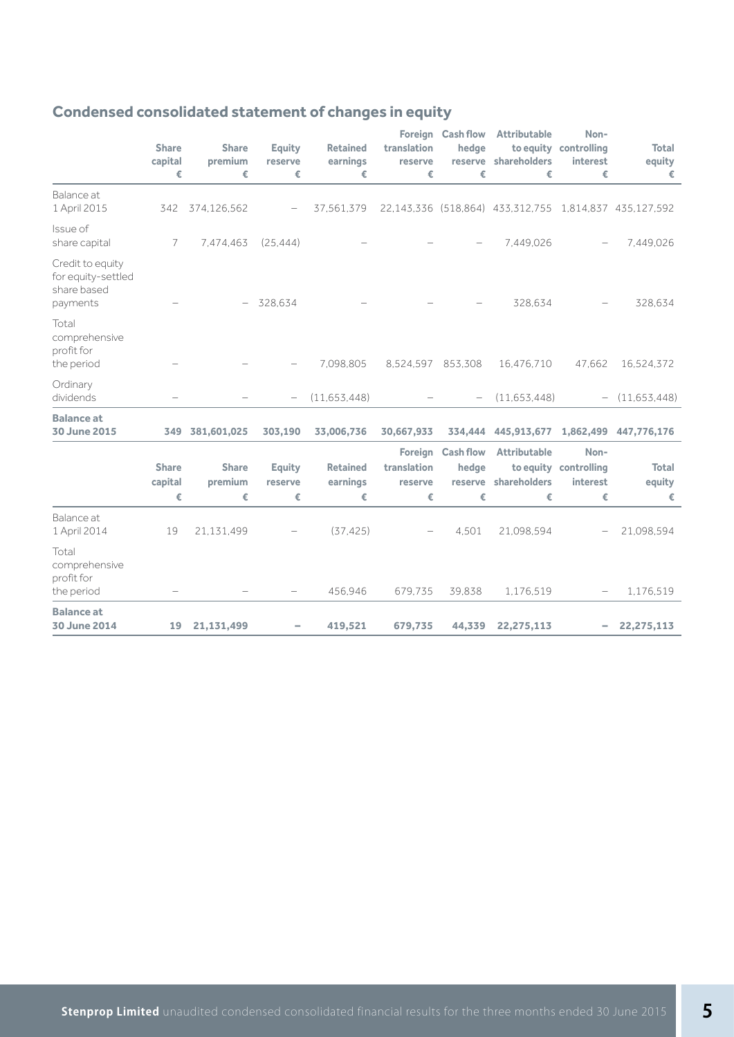## Condensed consolidated statement of changes in equity

| | Share capital € | Share premium € | Equity reserve € | Retained earnings € | Foreign translation reserve € | Cash flow hedge reserve € | Attributable to equity shareholders € | Non-controlling interest € | Total equity € |
|---|---|---|---|---|---|---|---|---|---|
| Balance at 1 April 2015 | 342 | 374,126,562 | – | 37,561,379 | 22,143,336 | (518,864) | 433,312,755 | 1,814,837 | 435,127,592 |
| Issue of share capital | 7 | 7,474,463 | (25,444) | – | – | – | 7,449,026 | – | 7,449,026 |
| Credit to equity for equity-settled share based payments | – | – | 328,634 | – | – | – | 328,634 | – | 328,634 |
| Total comprehensive profit for the period | – | – | – | 7,098,805 | 8,524,597 | 853,308 | 16,476,710 | 47,662 | 16,524,372 |
| Ordinary dividends | – | – | – | (11,653,448) | – | – | (11,653,448) | – | (11,653,448) |
| **Balance at 30 June 2015** | **349** | **381,601,025** | **303,190** | **33,006,736** | **30,667,933** | **334,444** | **445,913,677** | **1,862,499** | **447,776,176** |

| | Share capital € | Share premium € | Equity reserve € | Retained earnings € | Foreign translation reserve € | Cash flow hedge reserve € | Attributable to equity shareholders € | Non-controlling interest € | Total equity € |
|---|---|---|---|---|---|---|---|---|---|
| Balance at 1 April 2014 | 19 | 21,131,499 | – | (37,425) | – | 4,501 | 21,098,594 | – | 21,098,594 |
| Total comprehensive profit for the period | – | – | – | 456,946 | 679,735 | 39,838 | 1,176,519 | – | 1,176,519 |
| **Balance at 30 June 2014** | **19** | **21,131,499** | **–** | **419,521** | **679,735** | **44,339** | **22,275,113** | **–** | **22,275,113** |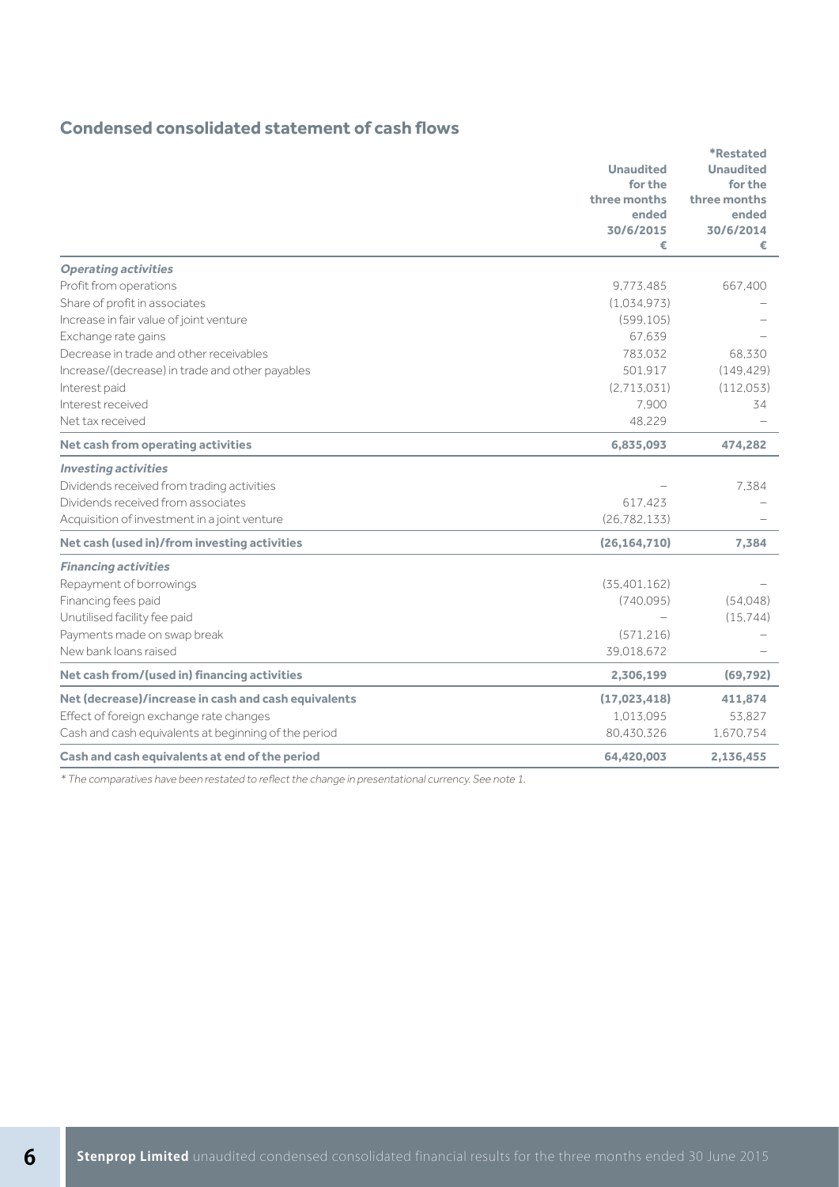## Condensed consolidated statement of cash flows

| | Unaudited for the three months ended 30/6/2015 € | *Restated Unaudited for the three months ended 30/6/2014 € |
|---|---|---|
| ***Operating activities*** | | |
| Profit from operations | 9,773,485 | 667,400 |
| Share of profit in associates | (1,034,973) | – |
| Increase in fair value of joint venture | (599,105) | – |
| Exchange rate gains | 67,639 | – |
| Decrease in trade and other receivables | 783,032 | 68,330 |
| Increase/(decrease) in trade and other payables | 501,917 | (149,429) |
| Interest paid | (2,713,031) | (112,053) |
| Interest received | 7,900 | 34 |
| Net tax received | 48,229 | – |
| **Net cash from operating activities** | **6,835,093** | **474,282** |
| ***Investing activities*** | | |
| Dividends received from trading activities | – | 7,384 |
| Dividends received from associates | 617,423 | – |
| Acquisition of investment in a joint venture | (26,782,133) | – |
| **Net cash (used in)/from investing activities** | **(26,164,710)** | **7,384** |
| ***Financing activities*** | | |
| Repayment of borrowings | (35,401,162) | – |
| Financing fees paid | (740,095) | (54,048) |
| Unutilised facility fee paid | – | (15,744) |
| Payments made on swap break | (571,216) | – |
| New bank loans raised | 39,018,672 | – |
| **Net cash from/(used in) financing activities** | **2,306,199** | **(69,792)** |
| **Net (decrease)/increase in cash and cash equivalents** | **(17,023,418)** | **411,874** |
| Effect of foreign exchange rate changes | 1,013,095 | 53,827 |
| Cash and cash equivalents at beginning of the period | 80,430,326 | 1,670,754 |
| **Cash and cash equivalents at end of the period** | **64,420,003** | **2,136,455** |

*\* The comparatives have been restated to reflect the change in presentational currency. See note 1.*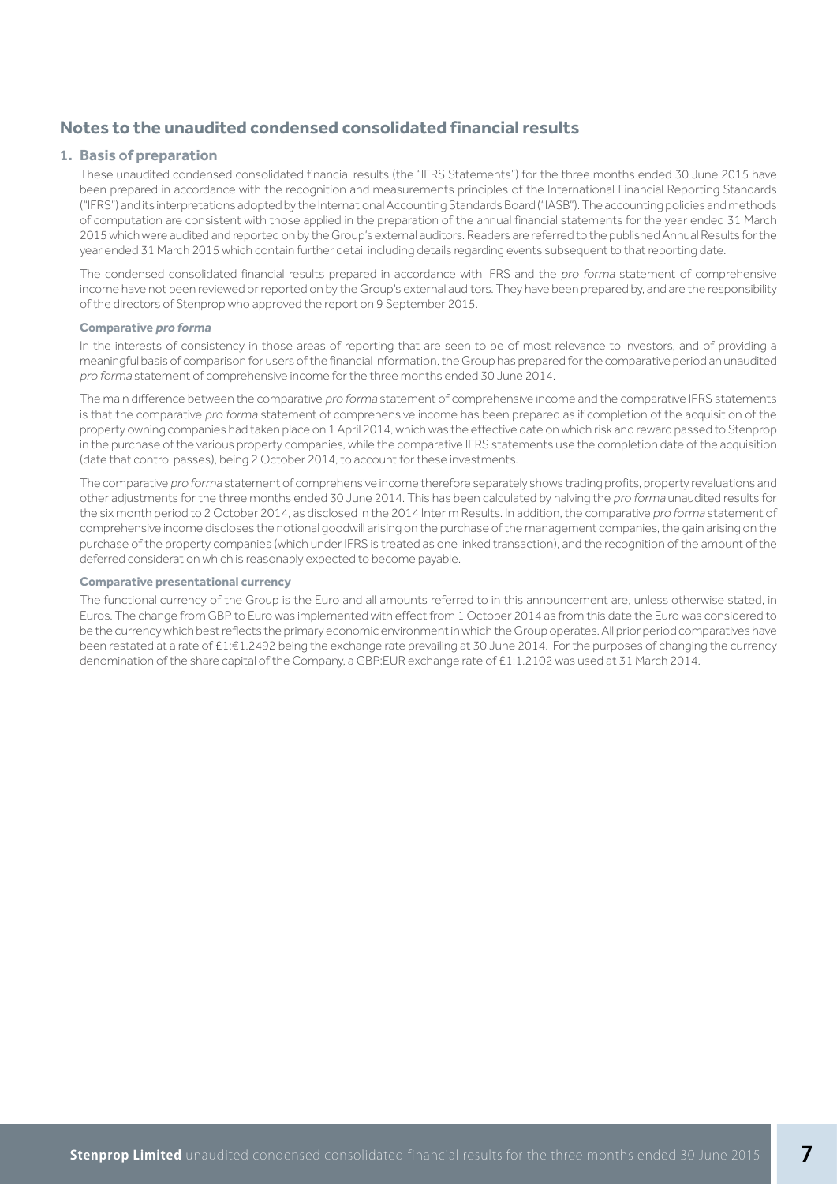## Notes to the unaudited condensed consolidated financial results

### 1. Basis of preparation

These unaudited condensed consolidated financial results (the "IFRS Statements") for the three months ended 30 June 2015 have been prepared in accordance with the recognition and measurements principles of the International Financial Reporting Standards ("IFRS") and its interpretations adopted by the International Accounting Standards Board ("IASB"). The accounting policies and methods of computation are consistent with those applied in the preparation of the annual financial statements for the year ended 31 March 2015 which were audited and reported on by the Group's external auditors. Readers are referred to the published Annual Results for the year ended 31 March 2015 which contain further detail including details regarding events subsequent to that reporting date.

The condensed consolidated financial results prepared in accordance with IFRS and the *pro forma* statement of comprehensive income have not been reviewed or reported on by the Group's external auditors. They have been prepared by, and are the responsibility of the directors of Stenprop who approved the report on 9 September 2015.

#### Comparative *pro forma*

In the interests of consistency in those areas of reporting that are seen to be of most relevance to investors, and of providing a meaningful basis of comparison for users of the financial information, the Group has prepared for the comparative period an unaudited *pro forma* statement of comprehensive income for the three months ended 30 June 2014.

The main difference between the comparative *pro forma* statement of comprehensive income and the comparative IFRS statements is that the comparative *pro forma* statement of comprehensive income has been prepared as if completion of the acquisition of the property owning companies had taken place on 1 April 2014, which was the effective date on which risk and reward passed to Stenprop in the purchase of the various property companies, while the comparative IFRS statements use the completion date of the acquisition (date that control passes), being 2 October 2014, to account for these investments.

The comparative *pro forma* statement of comprehensive income therefore separately shows trading profits, property revaluations and other adjustments for the three months ended 30 June 2014. This has been calculated by halving the *pro forma* unaudited results for the six month period to 2 October 2014, as disclosed in the 2014 Interim Results. In addition, the comparative *pro forma* statement of comprehensive income discloses the notional goodwill arising on the purchase of the management companies, the gain arising on the purchase of the property companies (which under IFRS is treated as one linked transaction), and the recognition of the amount of the deferred consideration which is reasonably expected to become payable.

#### Comparative presentational currency

The functional currency of the Group is the Euro and all amounts referred to in this announcement are, unless otherwise stated, in Euros. The change from GBP to Euro was implemented with effect from 1 October 2014 as from this date the Euro was considered to be the currency which best reflects the primary economic environment in which the Group operates. All prior period comparatives have been restated at a rate of £1:€1.2492 being the exchange rate prevailing at 30 June 2014. For the purposes of changing the currency denomination of the share capital of the Company, a GBP:EUR exchange rate of £1:1.2102 was used at 31 March 2014.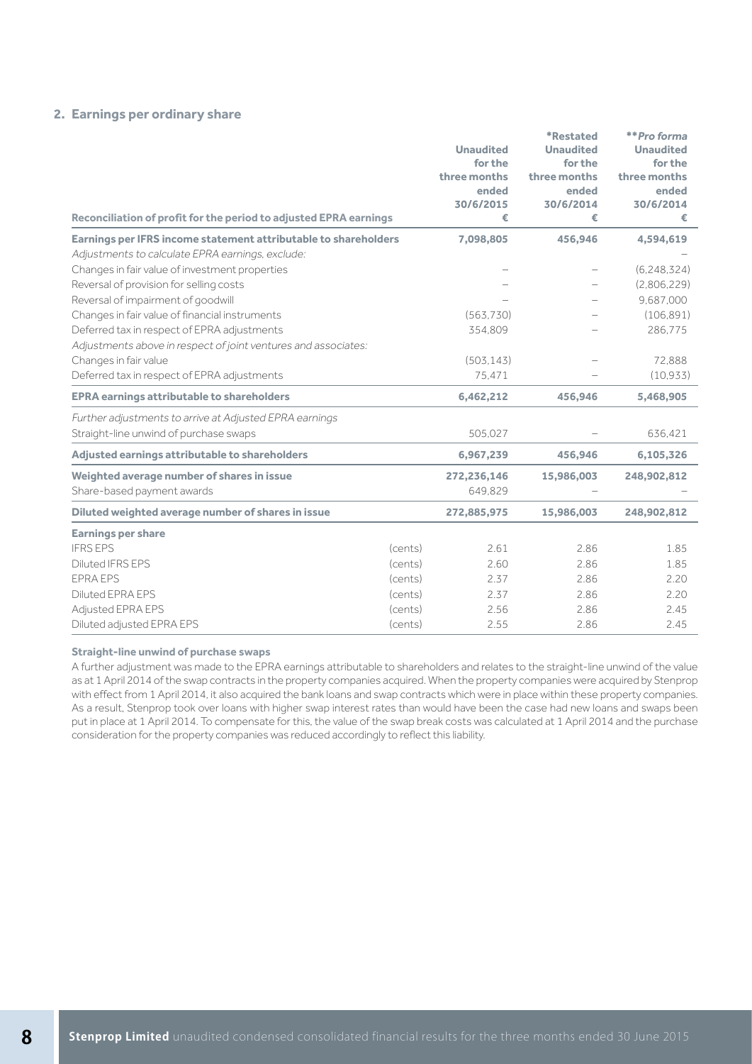## 2. Earnings per ordinary share

| Reconciliation of profit for the period to adjusted EPRA earnings | | Unaudited for the three months ended 30/6/2015 € | *Restated Unaudited for the three months ended 30/6/2014 € | ***Pro forma* Unaudited for the three months ended 30/6/2014 € |
|---|---|---|---|---|
| **Earnings per IFRS income statement attributable to shareholders** | | **7,098,805** | **456,946** | **4,594,619** |
| *Adjustments to calculate EPRA earnings, exclude:* | | | | – |
| Changes in fair value of investment properties | | – | – | (6,248,324) |
| Reversal of provision for selling costs | | – | – | (2,806,229) |
| Reversal of impairment of goodwill | | – | – | 9,687,000 |
| Changes in fair value of financial instruments | | (563,730) | – | (106,891) |
| Deferred tax in respect of EPRA adjustments | | 354,809 | – | 286,775 |
| *Adjustments above in respect of joint ventures and associates:* | | | | |
| Changes in fair value | | (503,143) | – | 72,888 |
| Deferred tax in respect of EPRA adjustments | | 75,471 | – | (10,933) |
| **EPRA earnings attributable to shareholders** | | **6,462,212** | **456,946** | **5,468,905** |
| *Further adjustments to arrive at Adjusted EPRA earnings* | | | | |
| Straight-line unwind of purchase swaps | | 505,027 | – | 636,421 |
| **Adjusted earnings attributable to shareholders** | | **6,967,239** | **456,946** | **6,105,326** |
| **Weighted average number of shares in issue** | | **272,236,146** | **15,986,003** | **248,902,812** |
| Share-based payment awards | | 649,829 | – | – |
| **Diluted weighted average number of shares in issue** | | **272,885,975** | **15,986,003** | **248,902,812** |
| **Earnings per share** | | | | |
| IFRS EPS | (cents) | 2.61 | 2.86 | 1.85 |
| Diluted IFRS EPS | (cents) | 2.60 | 2.86 | 1.85 |
| EPRA EPS | (cents) | 2.37 | 2.86 | 2.20 |
| Diluted EPRA EPS | (cents) | 2.37 | 2.86 | 2.20 |
| Adjusted EPRA EPS | (cents) | 2.56 | 2.86 | 2.45 |
| Diluted adjusted EPRA EPS | (cents) | 2.55 | 2.86 | 2.45 |

**Straight-line unwind of purchase swaps**

A further adjustment was made to the EPRA earnings attributable to shareholders and relates to the straight-line unwind of the value as at 1 April 2014 of the swap contracts in the property companies acquired. When the property companies were acquired by Stenprop with effect from 1 April 2014, it also acquired the bank loans and swap contracts which were in place within these property companies. As a result, Stenprop took over loans with higher swap interest rates than would have been the case had new loans and swaps been put in place at 1 April 2014. To compensate for this, the value of the swap break costs was calculated at 1 April 2014 and the purchase consideration for the property companies was reduced accordingly to reflect this liability.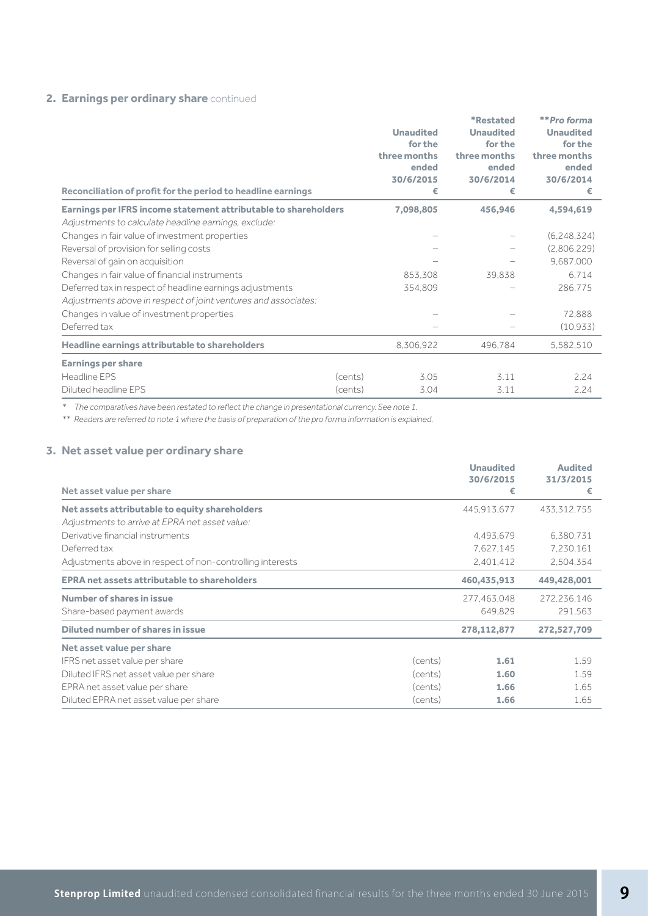## 2. Earnings per ordinary share continued

| Reconciliation of profit for the period to headline earnings | | Unaudited for the three months ended 30/6/2015 € | *Restated Unaudited for the three months ended 30/6/2014 € | ***Pro forma* Unaudited for the three months ended 30/6/2014 € |
|---|---|---|---|---|
| **Earnings per IFRS income statement attributable to shareholders** | | **7,098,805** | **456,946** | **4,594,619** |
| *Adjustments to calculate headline earnings, exclude:* | | | | |
| Changes in fair value of investment properties | | – | – | (6,248,324) |
| Reversal of provision for selling costs | | – | – | (2,806,229) |
| Reversal of gain on acquisition | | – | – | 9,687,000 |
| Changes in fair value of financial instruments | | 853,308 | 39,838 | 6,714 |
| Deferred tax in respect of headline earnings adjustments | | 354,809 | – | 286,775 |
| *Adjustments above in respect of joint ventures and associates:* | | | | |
| Changes in value of investment properties | | – | – | 72,888 |
| Deferred tax | | – | – | (10,933) |
| **Headline earnings attributable to shareholders** | | 8,306,922 | 496,784 | 5,582,510 |
| **Earnings per share** | | | | |
| Headline EPS | (cents) | 3.05 | 3.11 | 2.24 |
| Diluted headline EPS | (cents) | 3.04 | 3.11 | 2.24 |

\* *The comparatives have been restated to reflect the change in presentational currency. See note 1.*

\*\* *Readers are referred to note 1 where the basis of preparation of the pro forma information is explained.*

## 3. Net asset value per ordinary share

| Net asset value per share | | Unaudited 30/6/2015 € | Audited 31/3/2015 € |
|---|---|---|---|
| **Net assets attributable to equity shareholders** | | 445,913,677 | 433,312,755 |
| *Adjustments to arrive at EPRA net asset value:* | | | |
| Derivative financial instruments | | 4,493,679 | 6,380,731 |
| Deferred tax | | 7,627,145 | 7,230,161 |
| Adjustments above in respect of non-controlling interests | | 2,401,412 | 2,504,354 |
| **EPRA net assets attributable to shareholders** | | **460,435,913** | **449,428,001** |
| **Number of shares in issue** | | 277,463,048 | 272,236,146 |
| Share-based payment awards | | 649,829 | 291,563 |
| **Diluted number of shares in issue** | | **278,112,877** | **272,527,709** |
| **Net asset value per share** | | | |
| IFRS net asset value per share | (cents) | **1.61** | 1.59 |
| Diluted IFRS net asset value per share | (cents) | **1.60** | 1.59 |
| EPRA net asset value per share | (cents) | **1.66** | 1.65 |
| Diluted EPRA net asset value per share | (cents) | **1.66** | 1.65 |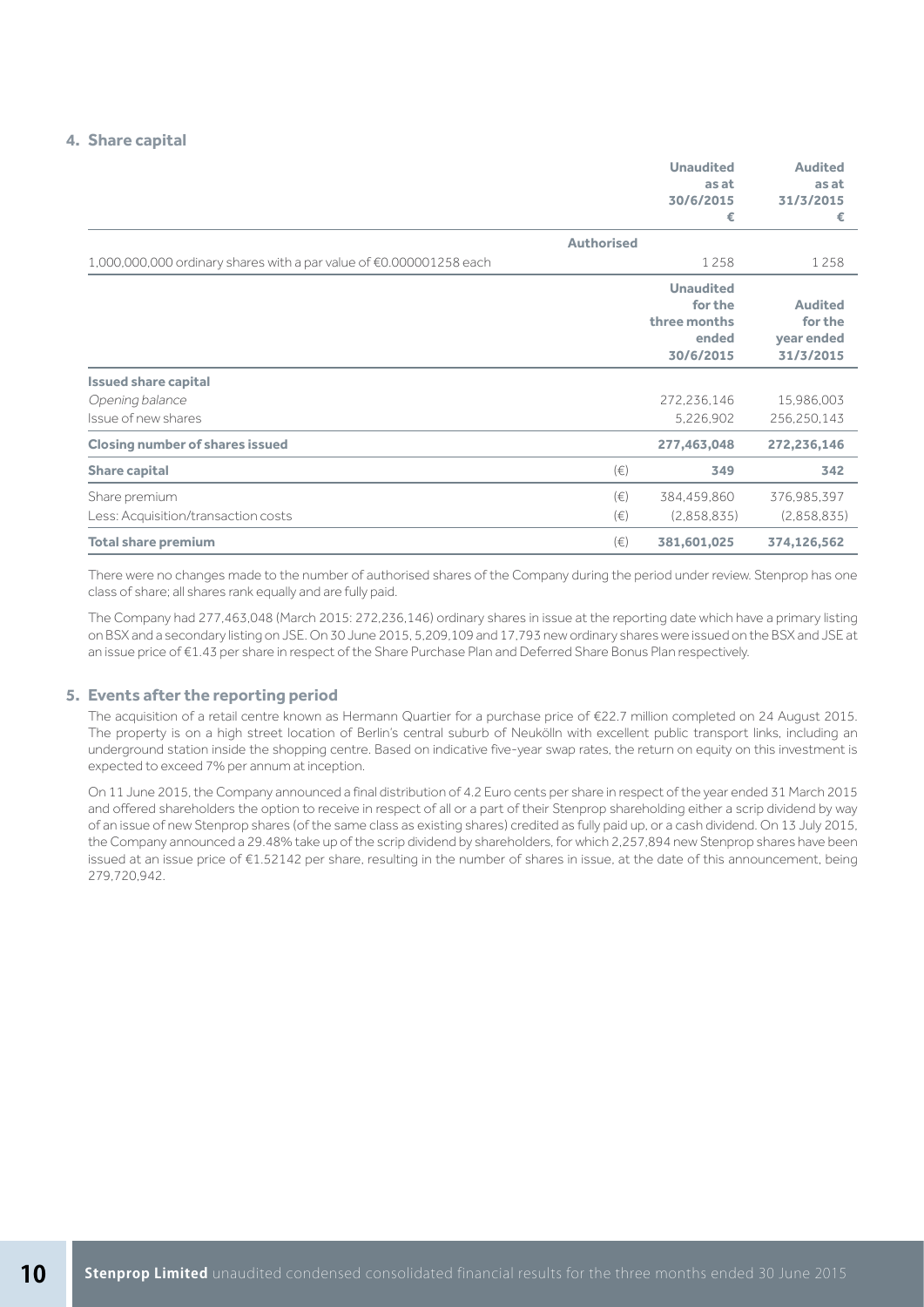## 4. Share capital

| | | Unaudited as at 30/6/2015 € | Audited as at 31/3/2015 € |
|---|---|---|---|
| | **Authorised** | | |
| 1,000,000,000 ordinary shares with a par value of €0.000001258 each | | 1 258 | 1 258 |

| | | Unaudited for the three months ended 30/6/2015 | Audited for the year ended 31/3/2015 |
|---|---|---|---|
| **Issued share capital** | | | |
| *Opening balance* | | 272,236,146 | 15,986,003 |
| Issue of new shares | | 5,226,902 | 256,250,143 |
| **Closing number of shares issued** | | **277,463,048** | **272,236,146** |
| **Share capital** | (€) | **349** | **342** |
| Share premium | (€) | 384,459,860 | 376,985,397 |
| Less: Acquisition/transaction costs | (€) | (2,858,835) | (2,858,835) |
| **Total share premium** | (€) | **381,601,025** | **374,126,562** |

There were no changes made to the number of authorised shares of the Company during the period under review. Stenprop has one class of share; all shares rank equally and are fully paid.

The Company had 277,463,048 (March 2015: 272,236,146) ordinary shares in issue at the reporting date which have a primary listing on BSX and a secondary listing on JSE. On 30 June 2015, 5,209,109 and 17,793 new ordinary shares were issued on the BSX and JSE at an issue price of €1.43 per share in respect of the Share Purchase Plan and Deferred Share Bonus Plan respectively.

## 5. Events after the reporting period

The acquisition of a retail centre known as Hermann Quartier for a purchase price of €22.7 million completed on 24 August 2015. The property is on a high street location of Berlin's central suburb of Neukölln with excellent public transport links, including an underground station inside the shopping centre. Based on indicative five-year swap rates, the return on equity on this investment is expected to exceed 7% per annum at inception.

On 11 June 2015, the Company announced a final distribution of 4.2 Euro cents per share in respect of the year ended 31 March 2015 and offered shareholders the option to receive in respect of all or a part of their Stenprop shareholding either a scrip dividend by way of an issue of new Stenprop shares (of the same class as existing shares) credited as fully paid up, or a cash dividend. On 13 July 2015, the Company announced a 29.48% take up of the scrip dividend by shareholders, for which 2,257,894 new Stenprop shares have been issued at an issue price of €1.52142 per share, resulting in the number of shares in issue, at the date of this announcement, being 279,720,942.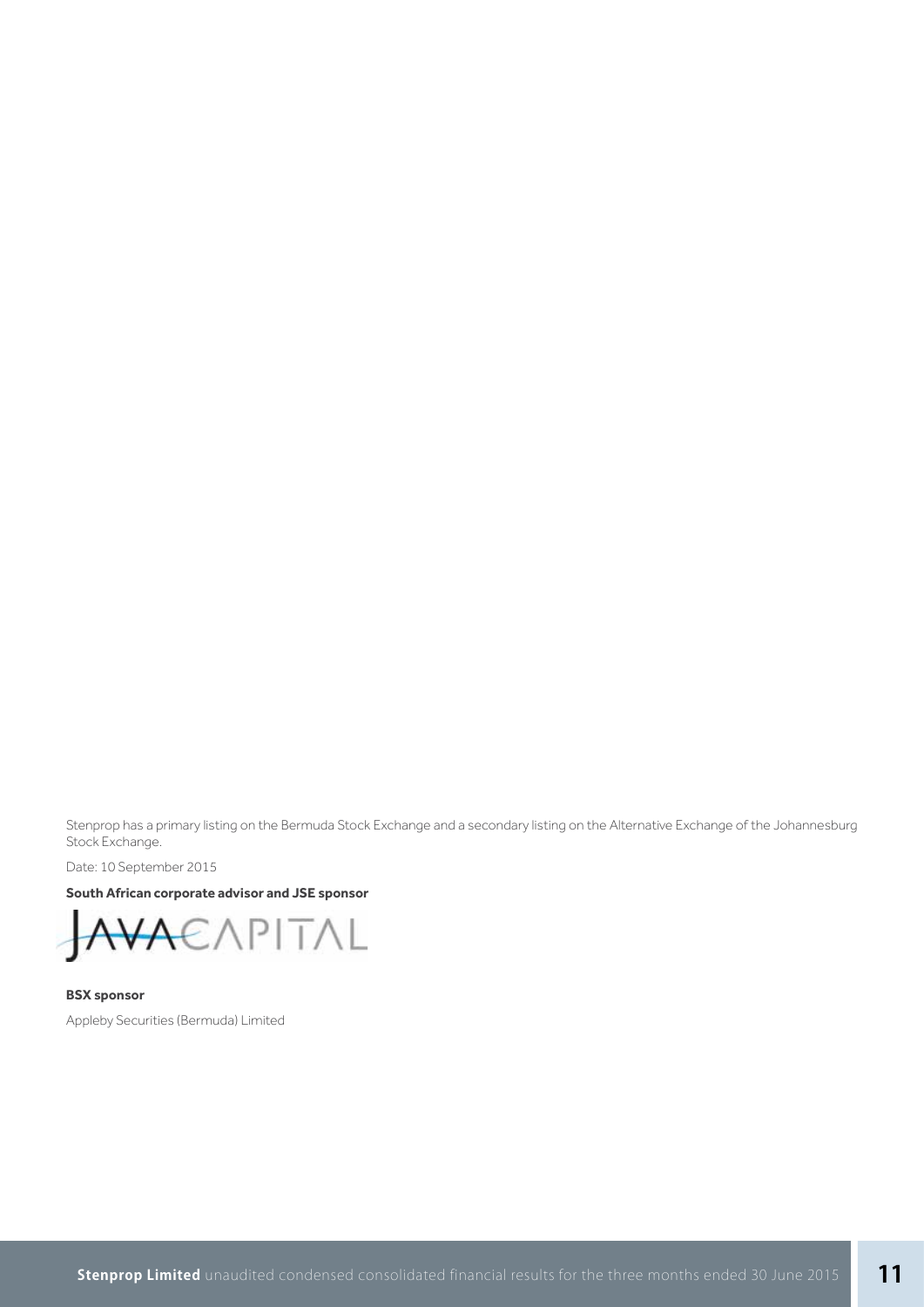Stenprop has a primary listing on the Bermuda Stock Exchange and a secondary listing on the Alternative Exchange of the Johannesburg Stock Exchange.

Date: 10 September 2015

**South African corporate advisor and JSE sponsor**

JAVACAPITAL

**BSX sponsor**

Appleby Securities (Bermuda) Limited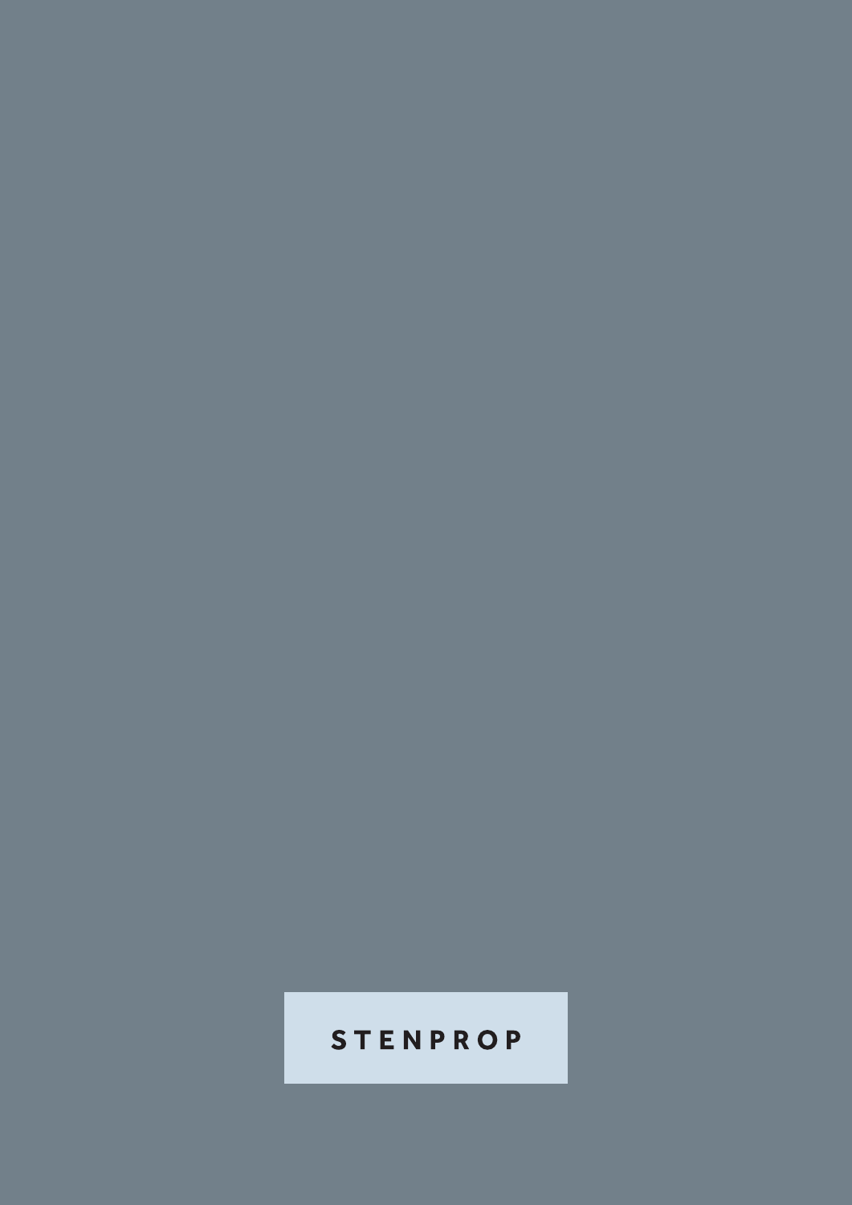STENPROP